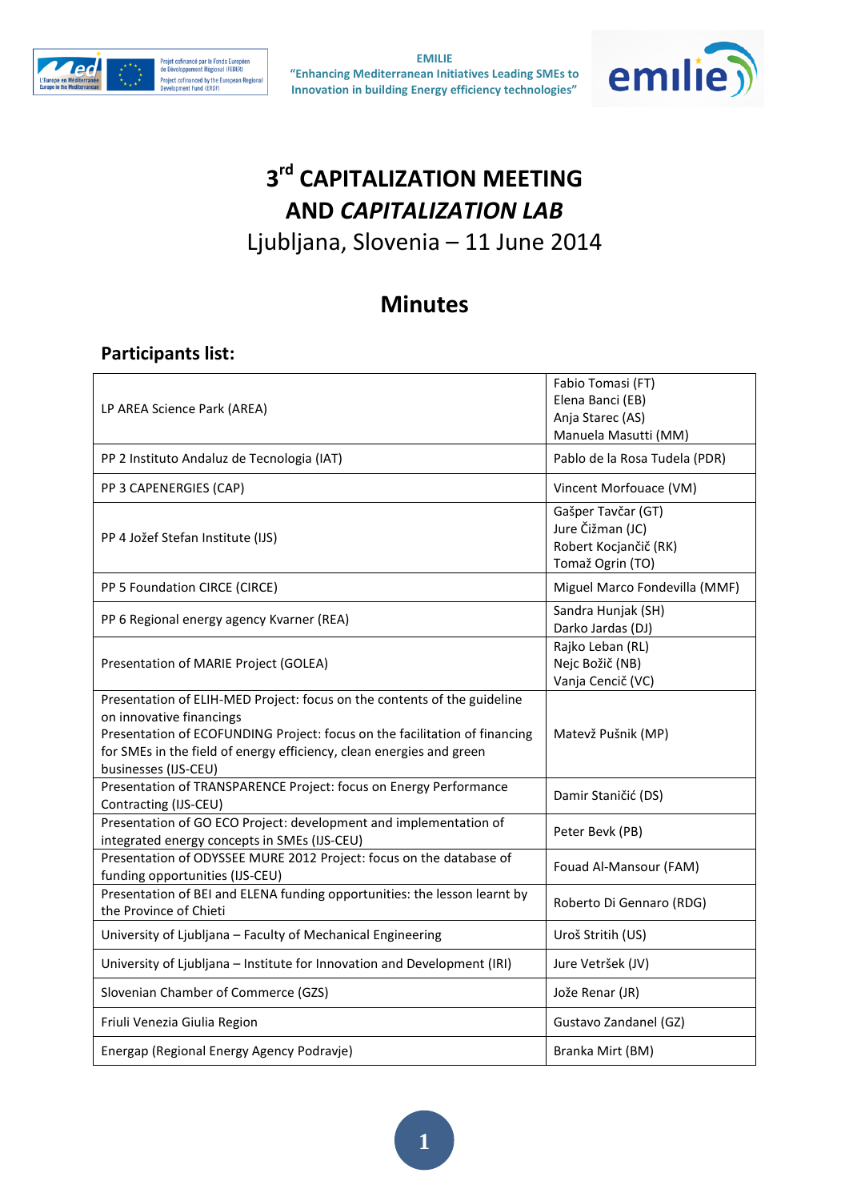EMILIE
"Enhancing Mediterranean Initiatives Leading SMEs to Innovation in building Energy efficiency technologies"

# 3rd CAPITALIZATION MEETING AND *CAPITALIZATION LAB*

## Ljubljana, Slovenia – 11 June 2014

# Minutes

## Participants list:

| | |
|---|---|
| LP AREA Science Park (AREA) | Fabio Tomasi (FT)<br>Elena Banci (EB)<br>Anja Starec (AS)<br>Manuela Masutti (MM) |
| PP 2 Instituto Andaluz de Tecnologia (IAT) | Pablo de la Rosa Tudela (PDR) |
| PP 3 CAPENERGIES (CAP) | Vincent Morfouace (VM) |
| PP 4 Jožef Stefan Institute (IJS) | Gašper Tavčar (GT)<br>Jure Čižman (JC)<br>Robert Kocjančič (RK)<br>Tomaž Ogrin (TO) |
| PP 5 Foundation CIRCE (CIRCE) | Miguel Marco Fondevilla (MMF) |
| PP 6 Regional energy agency Kvarner (REA) | Sandra Hunjak (SH)<br>Darko Jardas (DJ) |
| Presentation of MARIE Project (GOLEA) | Rajko Leban (RL)<br>Nejc Božič (NB)<br>Vanja Cencič (VC) |
| Presentation of ELIH-MED Project: focus on the contents of the guideline on innovative financings<br>Presentation of ECOFUNDING Project: focus on the facilitation of financing for SMEs in the field of energy efficiency, clean energies and green businesses (IJS-CEU) | Matevž Pušnik (MP) |
| Presentation of TRANSPARENCE Project: focus on Energy Performance Contracting (IJS-CEU) | Damir Staničić (DS) |
| Presentation of GO ECO Project: development and implementation of integrated energy concepts in SMEs (IJS-CEU) | Peter Bevk (PB) |
| Presentation of ODYSSEE MURE 2012 Project: focus on the database of funding opportunities (IJS-CEU) | Fouad Al-Mansour (FAM) |
| Presentation of BEI and ELENA funding opportunities: the lesson learnt by the Province of Chieti | Roberto Di Gennaro (RDG) |
| University of Ljubljana – Faculty of Mechanical Engineering | Uroš Stritih (US) |
| University of Ljubljana – Institute for Innovation and Development (IRI) | Jure Vetršek (JV) |
| Slovenian Chamber of Commerce (GZS) | Jože Renar (JR) |
| Friuli Venezia Giulia Region | Gustavo Zandanel (GZ) |
| Energap (Regional Energy Agency Podravje) | Branka Mirt (BM) |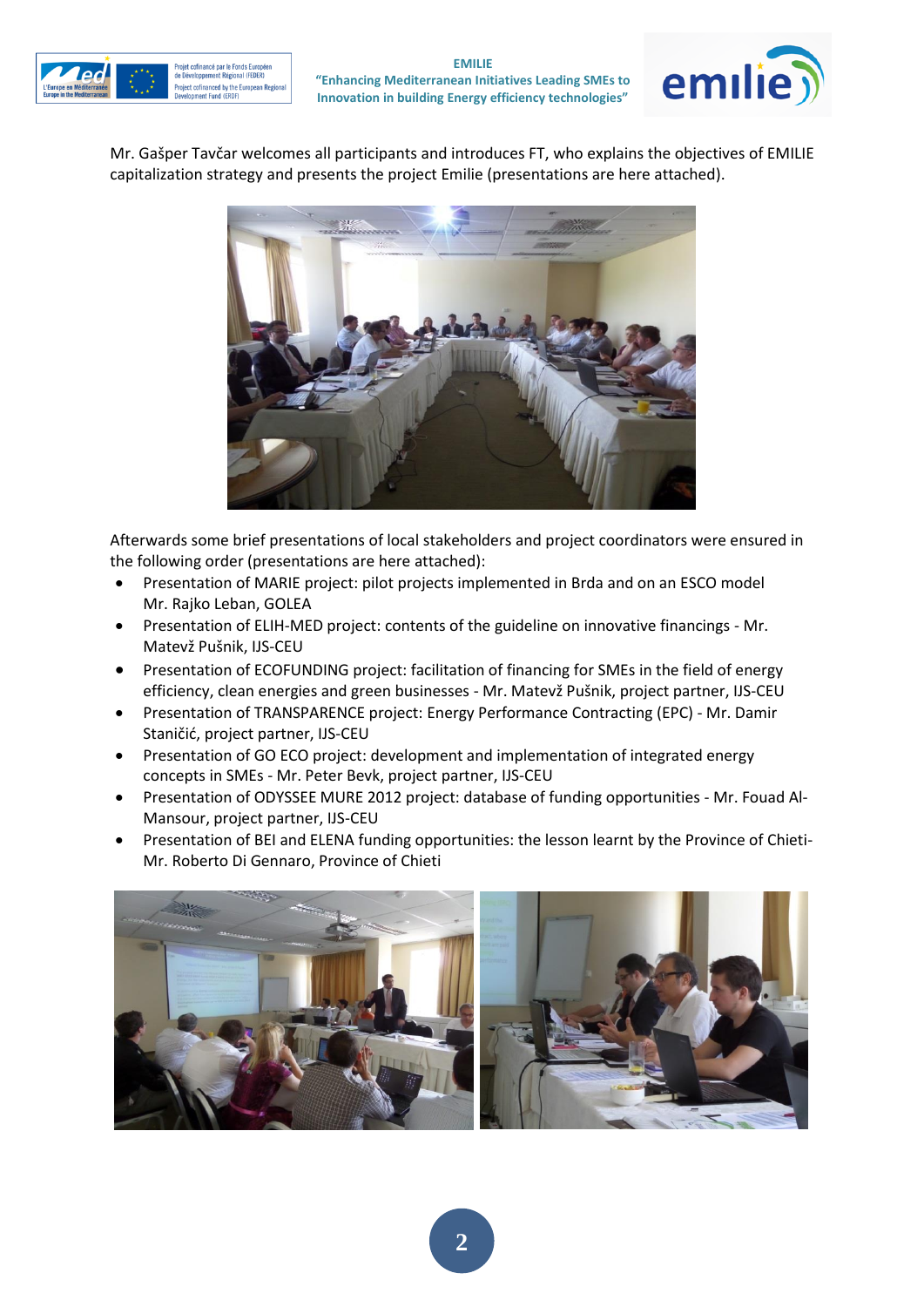Mr. Gašper Tavčar welcomes all participants and introduces FT, who explains the objectives of EMILIE capitalization strategy and presents the project Emilie (presentations are here attached).

Afterwards some brief presentations of local stakeholders and project coordinators were ensured in the following order (presentations are here attached):

- Presentation of MARIE project: pilot projects implemented in Brda and on an ESCO model Mr. Rajko Leban, GOLEA
- Presentation of ELIH-MED project: contents of the guideline on innovative financings - Mr. Matevž Pušnik, IJS-CEU
- Presentation of ECOFUNDING project: facilitation of financing for SMEs in the field of energy efficiency, clean energies and green businesses - Mr. Matevž Pušnik, project partner, IJS-CEU
- Presentation of TRANSPARENCE project: Energy Performance Contracting (EPC) - Mr. Damir Staničić, project partner, IJS-CEU
- Presentation of GO ECO project: development and implementation of integrated energy concepts in SMEs - Mr. Peter Bevk, project partner, IJS-CEU
- Presentation of ODYSSEE MURE 2012 project: database of funding opportunities - Mr. Fouad Al-Mansour, project partner, IJS-CEU
- Presentation of BEI and ELENA funding opportunities: the lesson learnt by the Province of Chieti-Mr. Roberto Di Gennaro, Province of Chieti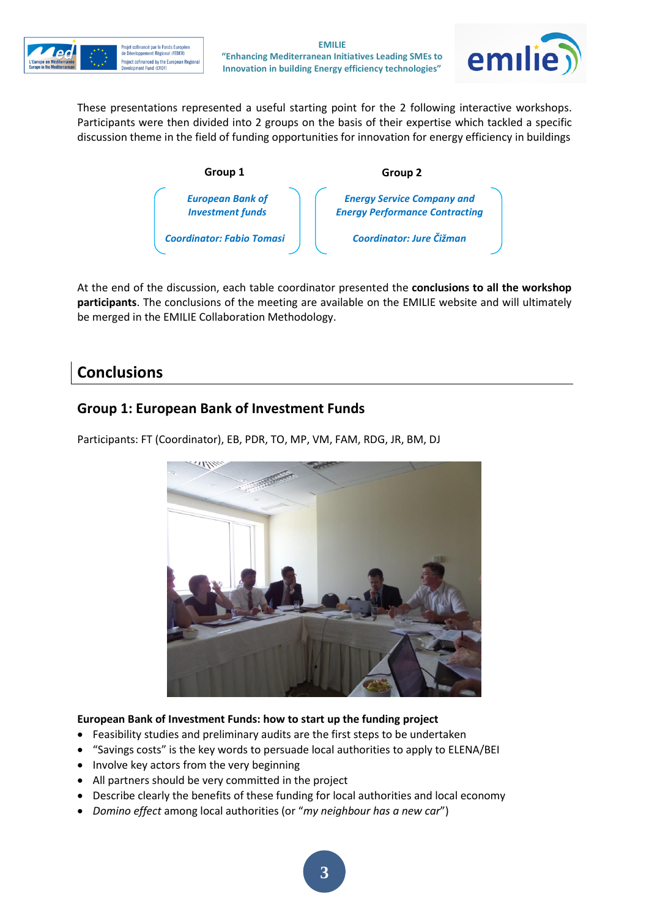These presentations represented a useful starting point for the 2 following interactive workshops. Participants were then divided into 2 groups on the basis of their expertise which tackled a specific discussion theme in the field of funding opportunities for innovation for energy efficiency in buildings

| Group 1 | Group 2 |
| --- | --- |
| *European Bank of Investment funds* | *Energy Service Company and Energy Performance Contracting* |
| *Coordinator: Fabio Tomasi* | *Coordinator: Jure Čižman* |

At the end of the discussion, each table coordinator presented the **conclusions to all the workshop participants**. The conclusions of the meeting are available on the EMILIE website and will ultimately be merged in the EMILIE Collaboration Methodology.

## Conclusions

### Group 1: European Bank of Investment Funds

Participants: FT (Coordinator), EB, PDR, TO, MP, VM, FAM, RDG, JR, BM, DJ

**European Bank of Investment Funds: how to start up the funding project**

- Feasibility studies and preliminary audits are the first steps to be undertaken
- "Savings costs" is the key words to persuade local authorities to apply to ELENA/BEI
- Involve key actors from the very beginning
- All partners should be very committed in the project
- Describe clearly the benefits of these funding for local authorities and local economy
- *Domino effect* among local authorities (or "*my neighbour has a new car*")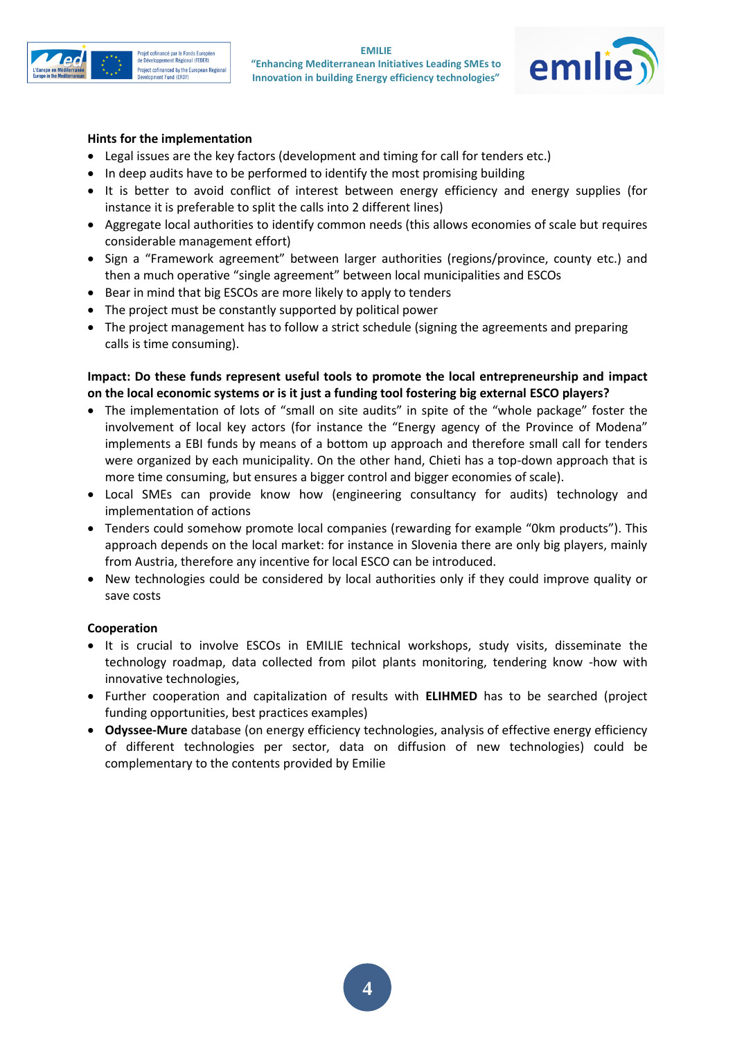**Hints for the implementation**

- Legal issues are the key factors (development and timing for call for tenders etc.)
- In deep audits have to be performed to identify the most promising building
- It is better to avoid conflict of interest between energy efficiency and energy supplies (for instance it is preferable to split the calls into 2 different lines)
- Aggregate local authorities to identify common needs (this allows economies of scale but requires considerable management effort)
- Sign a "Framework agreement" between larger authorities (regions/province, county etc.) and then a much operative "single agreement" between local municipalities and ESCOs
- Bear in mind that big ESCOs are more likely to apply to tenders
- The project must be constantly supported by political power
- The project management has to follow a strict schedule (signing the agreements and preparing calls is time consuming).

**Impact: Do these funds represent useful tools to promote the local entrepreneurship and impact on the local economic systems or is it just a funding tool fostering big external ESCO players?**

- The implementation of lots of "small on site audits" in spite of the "whole package" foster the involvement of local key actors (for instance the "Energy agency of the Province of Modena" implements a EBI funds by means of a bottom up approach and therefore small call for tenders were organized by each municipality. On the other hand, Chieti has a top-down approach that is more time consuming, but ensures a bigger control and bigger economies of scale).
- Local SMEs can provide know how (engineering consultancy for audits) technology and implementation of actions
- Tenders could somehow promote local companies (rewarding for example "0km products"). This approach depends on the local market: for instance in Slovenia there are only big players, mainly from Austria, therefore any incentive for local ESCO can be introduced.
- New technologies could be considered by local authorities only if they could improve quality or save costs

**Cooperation**

- It is crucial to involve ESCOs in EMILIE technical workshops, study visits, disseminate the technology roadmap, data collected from pilot plants monitoring, tendering know -how with innovative technologies,
- Further cooperation and capitalization of results with **ELIHMED** has to be searched (project funding opportunities, best practices examples)
- **Odyssee-Mure** database (on energy efficiency technologies, analysis of effective energy efficiency of different technologies per sector, data on diffusion of new technologies) could be complementary to the contents provided by Emilie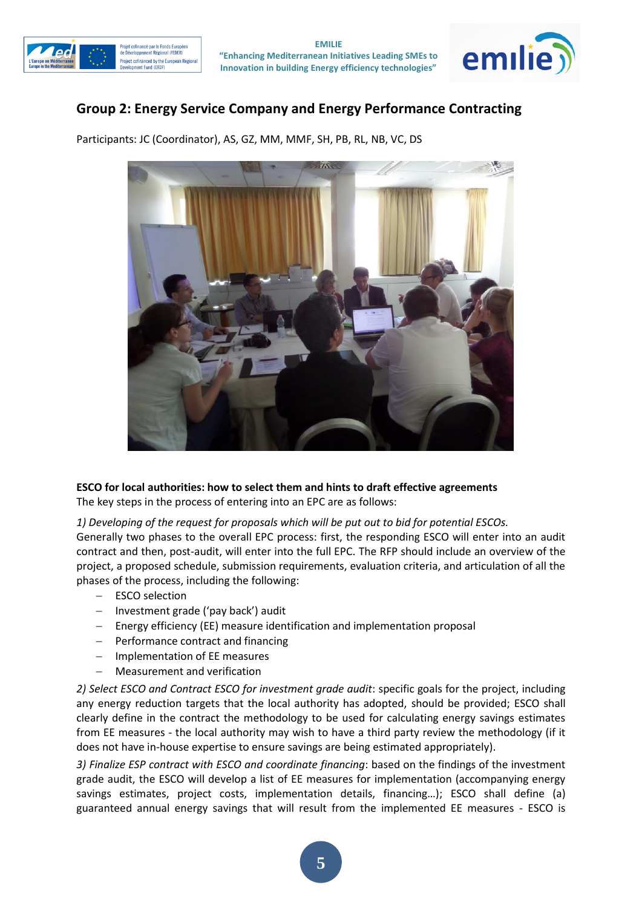## Group 2: Energy Service Company and Energy Performance Contracting

Participants: JC (Coordinator), AS, GZ, MM, MMF, SH, PB, RL, NB, VC, DS

**ESCO for local authorities: how to select them and hints to draft effective agreements**

The key steps in the process of entering into an EPC are as follows:

*1) Developing of the request for proposals which will be put out to bid for potential ESCOs.*

Generally two phases to the overall EPC process: first, the responding ESCO will enter into an audit contract and then, post-audit, will enter into the full EPC. The RFP should include an overview of the project, a proposed schedule, submission requirements, evaluation criteria, and articulation of all the phases of the process, including the following:

- ESCO selection
- Investment grade ('pay back') audit
- Energy efficiency (EE) measure identification and implementation proposal
- Performance contract and financing
- Implementation of EE measures
- Measurement and verification

*2) Select ESCO and Contract ESCO for investment grade audit*: specific goals for the project, including any energy reduction targets that the local authority has adopted, should be provided; ESCO shall clearly define in the contract the methodology to be used for calculating energy savings estimates from EE measures - the local authority may wish to have a third party review the methodology (if it does not have in-house expertise to ensure savings are being estimated appropriately).

*3) Finalize ESP contract with ESCO and coordinate financing*: based on the findings of the investment grade audit, the ESCO will develop a list of EE measures for implementation (accompanying energy savings estimates, project costs, implementation details, financing…); ESCO shall define (a) guaranteed annual energy savings that will result from the implemented EE measures - ESCO is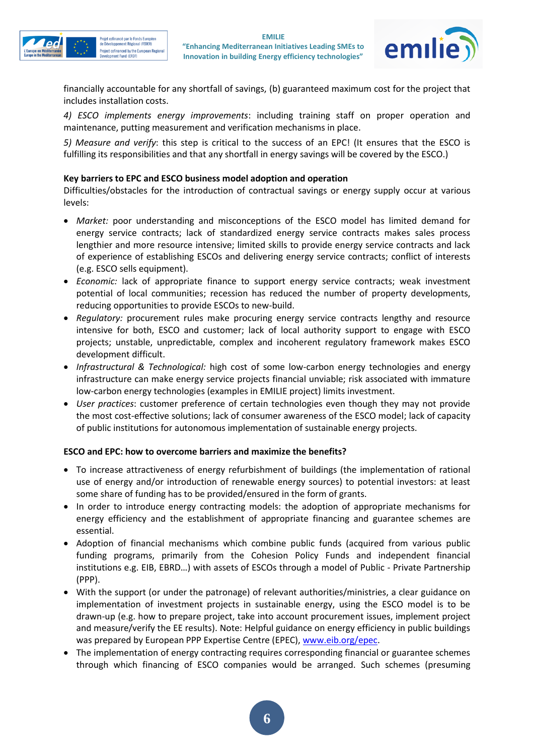financially accountable for any shortfall of savings, (b) guaranteed maximum cost for the project that includes installation costs.

*4) ESCO implements energy improvements*: including training staff on proper operation and maintenance, putting measurement and verification mechanisms in place.

*5) Measure and verify*: this step is critical to the success of an EPC! (It ensures that the ESCO is fulfilling its responsibilities and that any shortfall in energy savings will be covered by the ESCO.)

**Key barriers to EPC and ESCO business model adoption and operation**

Difficulties/obstacles for the introduction of contractual savings or energy supply occur at various levels:

- *Market:* poor understanding and misconceptions of the ESCO model has limited demand for energy service contracts; lack of standardized energy service contracts makes sales process lengthier and more resource intensive; limited skills to provide energy service contracts and lack of experience of establishing ESCOs and delivering energy service contracts; conflict of interests (e.g. ESCO sells equipment).
- *Economic:* lack of appropriate finance to support energy service contracts; weak investment potential of local communities; recession has reduced the number of property developments, reducing opportunities to provide ESCOs to new-build.
- *Regulatory:* procurement rules make procuring energy service contracts lengthy and resource intensive for both, ESCO and customer; lack of local authority support to engage with ESCO projects; unstable, unpredictable, complex and incoherent regulatory framework makes ESCO development difficult.
- *Infrastructural & Technological:* high cost of some low-carbon energy technologies and energy infrastructure can make energy service projects financial unviable; risk associated with immature low-carbon energy technologies (examples in EMILIE project) limits investment.
- *User practices*: customer preference of certain technologies even though they may not provide the most cost-effective solutions; lack of consumer awareness of the ESCO model; lack of capacity of public institutions for autonomous implementation of sustainable energy projects.

**ESCO and EPC: how to overcome barriers and maximize the benefits?**

- To increase attractiveness of energy refurbishment of buildings (the implementation of rational use of energy and/or introduction of renewable energy sources) to potential investors: at least some share of funding has to be provided/ensured in the form of grants.
- In order to introduce energy contracting models: the adoption of appropriate mechanisms for energy efficiency and the establishment of appropriate financing and guarantee schemes are essential.
- Adoption of financial mechanisms which combine public funds (acquired from various public funding programs, primarily from the Cohesion Policy Funds and independent financial institutions e.g. EIB, EBRD…) with assets of ESCOs through a model of Public - Private Partnership (PPP).
- With the support (or under the patronage) of relevant authorities/ministries, a clear guidance on implementation of investment projects in sustainable energy, using the ESCO model is to be drawn-up (e.g. how to prepare project, take into account procurement issues, implement project and measure/verify the EE results). Note: Helpful guidance on energy efficiency in public buildings was prepared by European PPP Expertise Centre (EPEC), www.eib.org/epec.
- The implementation of energy contracting requires corresponding financial or guarantee schemes through which financing of ESCO companies would be arranged. Such schemes (presuming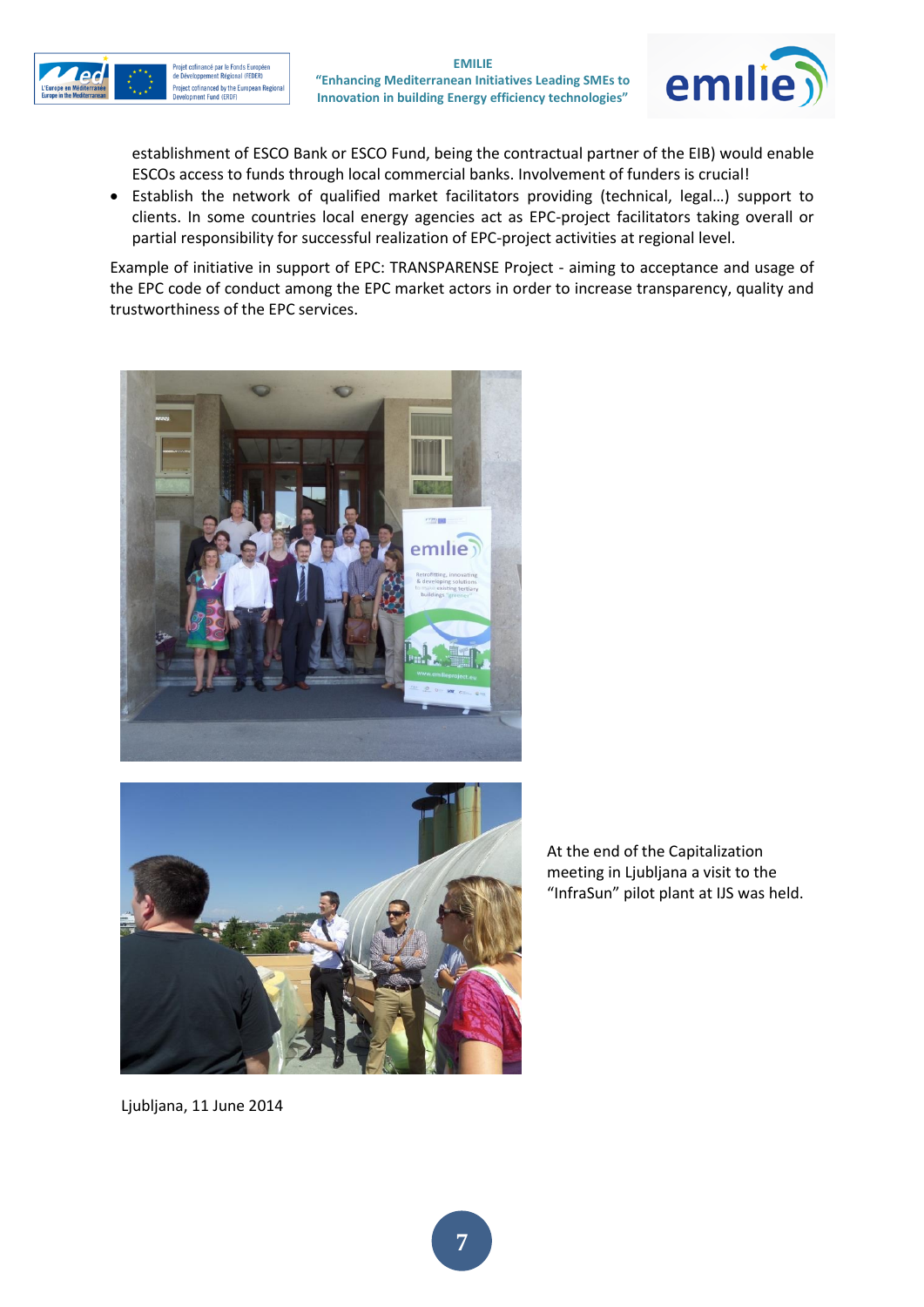establishment of ESCO Bank or ESCO Fund, being the contractual partner of the EIB) would enable ESCOs access to funds through local commercial banks. Involvement of funders is crucial!

- Establish the network of qualified market facilitators providing (technical, legal...) support to clients. In some countries local energy agencies act as EPC-project facilitators taking overall or partial responsibility for successful realization of EPC-project activities at regional level.

Example of initiative in support of EPC: TRANSPARENSE Project - aiming to acceptance and usage of the EPC code of conduct among the EPC market actors in order to increase transparency, quality and trustworthiness of the EPC services.

At the end of the Capitalization meeting in Ljubljana a visit to the "InfraSun" pilot plant at IJS was held.

Ljubljana, 11 June 2014